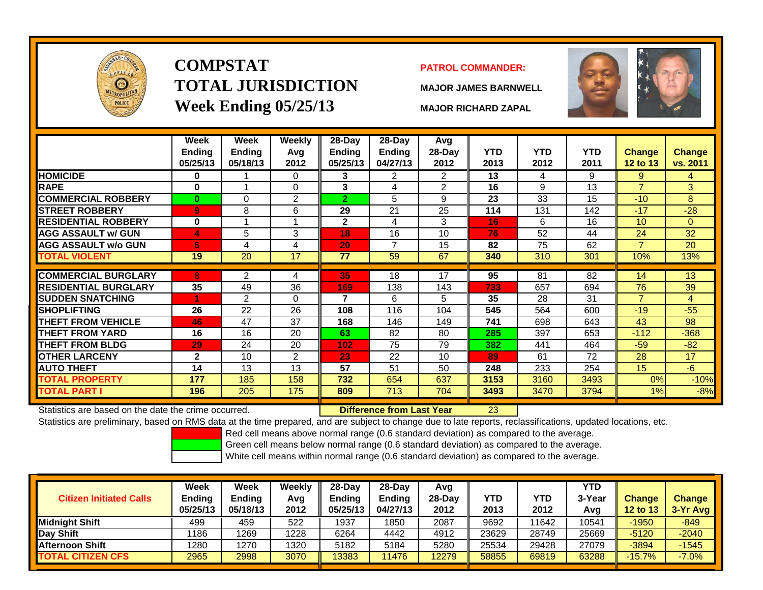# COMPSTAT TOTAL JURISDICTION Week Ending 05/25/13

**PATROL COMMANDER:**

MAJOR JAMES BARNWELL

MAJOR RICHARD ZAPAL

| | Week Ending 05/25/13 | Week Ending 05/18/13 | Weekly Avg 2012 | 28-Day Ending 05/25/13 | 28-Day Ending 04/27/13 | Avg 28-Day 2012 | YTD 2013 | YTD 2012 | YTD 2011 | Change 12 to 13 | Change vs. 2011 |
|---|---|---|---|---|---|---|---|---|---|---|---|
| HOMICIDE | 0 | 1 | 0 | 3 | 2 | 2 | 13 | 4 | 9 | 9 | 4 |
| RAPE | 0 | 1 | 0 | 3 | 4 | 2 | 16 | 9 | 13 | 7 | 3 |
| COMMERCIAL ROBBERY | 0 | 0 | 2 | 2 | 5 | 9 | 23 | 33 | 15 | -10 | 8 |
| STREET ROBBERY | 9 | 8 | 6 | 29 | 21 | 25 | 114 | 131 | 142 | -17 | -28 |
| RESIDENTIAL ROBBERY | 0 | 1 | 1 | 2 | 4 | 3 | 16 | 6 | 16 | 10 | 0 |
| AGG ASSAULT w/ GUN | 4 | 5 | 3 | 18 | 16 | 10 | 76 | 52 | 44 | 24 | 32 |
| AGG ASSAULT w/o GUN | 6 | 4 | 4 | 20 | 7 | 15 | 82 | 75 | 62 | 7 | 20 |
| TOTAL VIOLENT | 19 | 20 | 17 | 77 | 59 | 67 | 340 | 310 | 301 | 10% | 13% |
| COMMERCIAL BURGLARY | 8 | 2 | 4 | 35 | 18 | 17 | 95 | 81 | 82 | 14 | 13 |
| RESIDENTIAL BURGLARY | 35 | 49 | 36 | 169 | 138 | 143 | 733 | 657 | 694 | 76 | 39 |
| SUDDEN SNATCHING | 1 | 2 | 0 | 7 | 6 | 5 | 35 | 28 | 31 | 7 | 4 |
| SHOPLIFTING | 26 | 22 | 26 | 108 | 116 | 104 | 545 | 564 | 600 | -19 | -55 |
| THEFT FROM VEHICLE | 46 | 47 | 37 | 168 | 146 | 149 | 741 | 698 | 643 | 43 | 98 |
| THEFT FROM YARD | 16 | 16 | 20 | 63 | 82 | 80 | 285 | 397 | 653 | -112 | -368 |
| THEFT FROM BLDG | 29 | 24 | 20 | 102 | 75 | 79 | 382 | 441 | 464 | -59 | -82 |
| OTHER LARCENY | 2 | 10 | 2 | 23 | 22 | 10 | 89 | 61 | 72 | 28 | 17 |
| AUTO THEFT | 14 | 13 | 13 | 57 | 51 | 50 | 248 | 233 | 254 | 15 | -6 |
| TOTAL PROPERTY | 177 | 185 | 158 | 732 | 654 | 637 | 3153 | 3160 | 3493 | 0% | -10% |
| TOTAL PART I | 196 | 205 | 175 | 809 | 713 | 704 | 3493 | 3470 | 3794 | 1% | -8% |

Statistics are based on the date the crime occurred. **Difference from Last Year** 23

Statistics are preliminary, based on RMS data at the time prepared, and are subject to change due to late reports, reclassifications, updated locations, etc.

Red cell means above normal range (0.6 standard deviation) as compared to the average.

Green cell means below normal range (0.6 standard deviation) as compared to the average.

White cell means within normal range (0.6 standard deviation) as compared to the average.

| Citizen Initiated Calls | Week Ending 05/25/13 | Week Ending 05/18/13 | Weekly Avg 2012 | 28-Day Ending 05/25/13 | 28-Day Ending 04/27/13 | Avg 28-Day 2012 | YTD 2013 | YTD 2012 | YTD 3-Year Avg | Change 12 to 13 | Change 3-Yr Avg |
|---|---|---|---|---|---|---|---|---|---|---|---|
| Midnight Shift | 499 | 459 | 522 | 1937 | 1850 | 2087 | 9692 | 11642 | 10541 | -1950 | -849 |
| Day Shift | 1186 | 1269 | 1228 | 6264 | 4442 | 4912 | 23629 | 28749 | 25669 | -5120 | -2040 |
| Afternoon Shift | 1280 | 1270 | 1320 | 5182 | 5184 | 5280 | 25534 | 29428 | 27079 | -3894 | -1545 |
| TOTAL CITIZEN CFS | 2965 | 2998 | 3070 | 13383 | 11476 | 12279 | 58855 | 69819 | 63288 | -15.7% | -7.0% |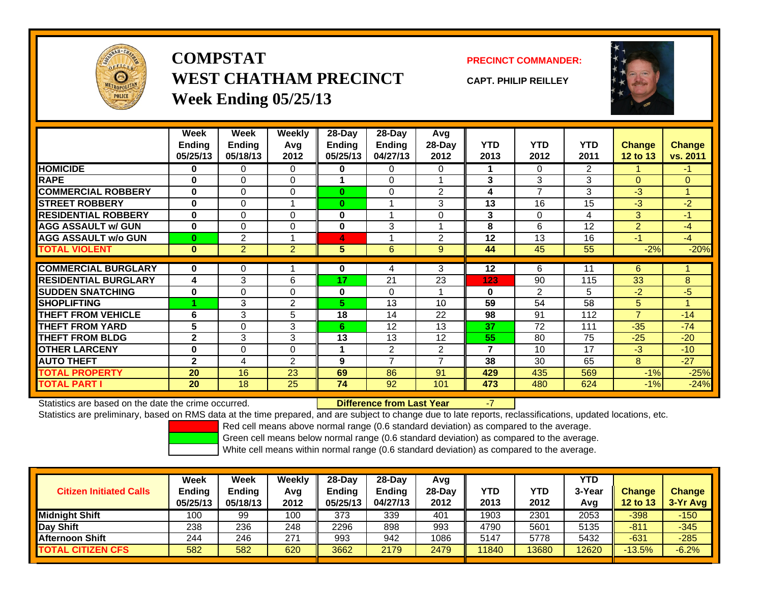# COMPSTAT
# WEST CHATHAM PRECINCT
## Week Ending 05/25/13

**PRECINCT COMMANDER:**

**CAPT. PHILIP REILLEY**

| | Week Ending 05/25/13 | Week Ending 05/18/13 | Weekly Avg 2012 | 28-Day Ending 05/25/13 | 28-Day Ending 04/27/13 | Avg 28-Day 2012 | YTD 2013 | YTD 2012 | YTD 2011 | Change 12 to 13 | Change vs. 2011 |
|---|---|---|---|---|---|---|---|---|---|---|---|
| HOMICIDE | 0 | 0 | 0 | 0 | 0 | 0 | 1 | 0 | 2 | 1 | -1 |
| RAPE | 0 | 0 | 0 | 1 | 0 | 1 | 3 | 3 | 3 | 0 | 0 |
| COMMERCIAL ROBBERY | 0 | 0 | 0 | 0 | 0 | 2 | 4 | 7 | 3 | -3 | 1 |
| STREET ROBBERY | 0 | 0 | 1 | 0 | 1 | 3 | 13 | 16 | 15 | -3 | -2 |
| RESIDENTIAL ROBBERY | 0 | 0 | 0 | 0 | 1 | 0 | 3 | 0 | 4 | 3 | -1 |
| AGG ASSAULT w/ GUN | 0 | 0 | 0 | 0 | 3 | 1 | 8 | 6 | 12 | 2 | -4 |
| AGG ASSAULT w/o GUN | 0 | 2 | 1 | 4 | 1 | 2 | 12 | 13 | 16 | -1 | -4 |
| TOTAL VIOLENT | 0 | 2 | 2 | 5 | 6 | 9 | 44 | 45 | 55 | -2% | -20% |
| COMMERCIAL BURGLARY | 0 | 0 | 1 | 0 | 4 | 3 | 12 | 6 | 11 | 6 | 1 |
| RESIDENTIAL BURGLARY | 4 | 3 | 6 | 17 | 21 | 23 | 123 | 90 | 115 | 33 | 8 |
| SUDDEN SNATCHING | 0 | 0 | 0 | 0 | 0 | 1 | 0 | 2 | 5 | -2 | -5 |
| SHOPLIFTING | 1 | 3 | 2 | 5 | 13 | 10 | 59 | 54 | 58 | 5 | 1 |
| THEFT FROM VEHICLE | 6 | 3 | 5 | 18 | 14 | 22 | 98 | 91 | 112 | 7 | -14 |
| THEFT FROM YARD | 5 | 0 | 3 | 6 | 12 | 13 | 37 | 72 | 111 | -35 | -74 |
| THEFT FROM BLDG | 2 | 3 | 3 | 13 | 13 | 12 | 55 | 80 | 75 | -25 | -20 |
| OTHER LARCENY | 0 | 0 | 0 | 1 | 2 | 2 | 7 | 10 | 17 | -3 | -10 |
| AUTO THEFT | 2 | 4 | 2 | 9 | 7 | 7 | 38 | 30 | 65 | 8 | -27 |
| TOTAL PROPERTY | 20 | 16 | 23 | 69 | 86 | 91 | 429 | 435 | 569 | -1% | -25% |
| TOTAL PART I | 20 | 18 | 25 | 74 | 92 | 101 | 473 | 480 | 624 | -1% | -24% |

Statistics are based on the date the crime occurred. **Difference from Last Year** -7

Statistics are preliminary, based on RMS data at the time prepared, and are subject to change due to late reports, reclassifications, updated locations, etc.

Red cell means above normal range (0.6 standard deviation) as compared to the average.
Green cell means below normal range (0.6 standard deviation) as compared to the average.
White cell means within normal range (0.6 standard deviation) as compared to the average.

| Citizen Initiated Calls | Week Ending 05/25/13 | Week Ending 05/18/13 | Weekly Avg 2012 | 28-Day Ending 05/25/13 | 28-Day Ending 04/27/13 | Avg 28-Day 2012 | YTD 2013 | YTD 2012 | YTD 3-Year Avg | Change 12 to 13 | Change 3-Yr Avg |
|---|---|---|---|---|---|---|---|---|---|---|---|
| Midnight Shift | 100 | 99 | 100 | 373 | 339 | 401 | 1903 | 2301 | 2053 | -398 | -150 |
| Day Shift | 238 | 236 | 248 | 2296 | 898 | 993 | 4790 | 5601 | 5135 | -811 | -345 |
| Afternoon Shift | 244 | 246 | 271 | 993 | 942 | 1086 | 5147 | 5778 | 5432 | -631 | -285 |
| TOTAL CITIZEN CFS | 582 | 582 | 620 | 3662 | 2179 | 2479 | 11840 | 13680 | 12620 | -13.5% | -6.2% |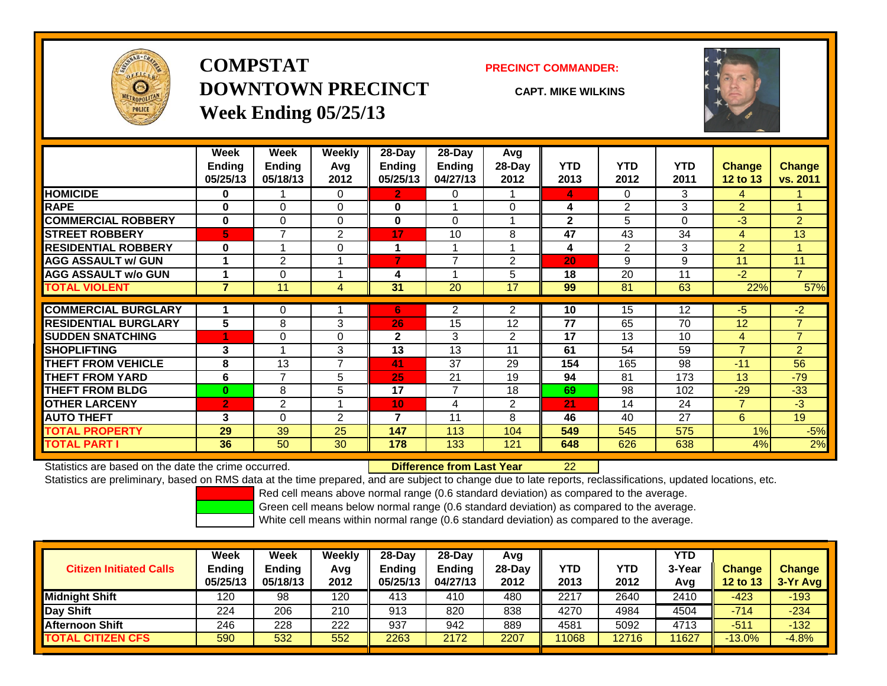# COMPSTAT
# DOWNTOWN PRECINCT
## Week Ending 05/25/13

**PRECINCT COMMANDER:**

**CAPT. MIKE WILKINS**

| | Week Ending 05/25/13 | Week Ending 05/18/13 | Weekly Avg 2012 | 28-Day Ending 05/25/13 | 28-Day Ending 04/27/13 | Avg 28-Day 2012 | YTD 2013 | YTD 2012 | YTD 2011 | Change 12 to 13 | Change vs. 2011 |
|---|---|---|---|---|---|---|---|---|---|---|---|
| HOMICIDE | 0 | 1 | 0 | 2 | 0 | 1 | 4 | 0 | 3 | 4 | 1 |
| RAPE | 0 | 0 | 0 | 0 | 1 | 0 | 4 | 2 | 3 | 2 | 1 |
| COMMERCIAL ROBBERY | 0 | 0 | 0 | 0 | 0 | 1 | 2 | 5 | 0 | -3 | 2 |
| STREET ROBBERY | 5 | 7 | 2 | 17 | 10 | 8 | 47 | 43 | 34 | 4 | 13 |
| RESIDENTIAL ROBBERY | 0 | 1 | 0 | 1 | 1 | 1 | 4 | 2 | 3 | 2 | 1 |
| AGG ASSAULT w/ GUN | 1 | 2 | 1 | 7 | 7 | 2 | 20 | 9 | 9 | 11 | 11 |
| AGG ASSAULT w/o GUN | 1 | 0 | 1 | 4 | 1 | 5 | 18 | 20 | 11 | -2 | 7 |
| **TOTAL VIOLENT** | 7 | 11 | 4 | 31 | 20 | 17 | 99 | 81 | 63 | 22% | 57% |
| COMMERCIAL BURGLARY | 1 | 0 | 1 | 6 | 2 | 2 | 10 | 15 | 12 | -5 | -2 |
| RESIDENTIAL BURGLARY | 5 | 8 | 3 | 26 | 15 | 12 | 77 | 65 | 70 | 12 | 7 |
| SUDDEN SNATCHING | 1 | 0 | 0 | 2 | 3 | 2 | 17 | 13 | 10 | 4 | 7 |
| SHOPLIFTING | 3 | 1 | 3 | 13 | 13 | 11 | 61 | 54 | 59 | 7 | 2 |
| THEFT FROM VEHICLE | 8 | 13 | 7 | 41 | 37 | 29 | 154 | 165 | 98 | -11 | 56 |
| THEFT FROM YARD | 6 | 7 | 5 | 25 | 21 | 19 | 94 | 81 | 173 | 13 | -79 |
| THEFT FROM BLDG | 0 | 8 | 5 | 17 | 7 | 18 | 69 | 98 | 102 | -29 | -33 |
| OTHER LARCENY | 2 | 2 | 1 | 10 | 4 | 2 | 21 | 14 | 24 | 7 | -3 |
| AUTO THEFT | 3 | 0 | 2 | 7 | 11 | 8 | 46 | 40 | 27 | 6 | 19 |
| **TOTAL PROPERTY** | 29 | 39 | 25 | 147 | 113 | 104 | 549 | 545 | 575 | 1% | -5% |
| **TOTAL PART I** | 36 | 50 | 30 | 178 | 133 | 121 | 648 | 626 | 638 | 4% | 2% |

Statistics are based on the date the crime occurred. **Difference from Last Year** 22

Statistics are preliminary, based on RMS data at the time prepared, and are subject to change due to late reports, reclassifications, updated locations, etc.

Red cell means above normal range (0.6 standard deviation) as compared to the average.
Green cell means below normal range (0.6 standard deviation) as compared to the average.
White cell means within normal range (0.6 standard deviation) as compared to the average.

| Citizen Initiated Calls | Week Ending 05/25/13 | Week Ending 05/18/13 | Weekly Avg 2012 | 28-Day Ending 05/25/13 | 28-Day Ending 04/27/13 | Avg 28-Day 2012 | YTD 2013 | YTD 2012 | YTD 3-Year Avg | Change 12 to 13 | Change 3-Yr Avg |
|---|---|---|---|---|---|---|---|---|---|---|---|
| Midnight Shift | 120 | 98 | 120 | 413 | 410 | 480 | 2217 | 2640 | 2410 | -423 | -193 |
| Day Shift | 224 | 206 | 210 | 913 | 820 | 838 | 4270 | 4984 | 4504 | -714 | -234 |
| Afternoon Shift | 246 | 228 | 222 | 937 | 942 | 889 | 4581 | 5092 | 4713 | -511 | -132 |
| **TOTAL CITIZEN CFS** | 590 | 532 | 552 | 2263 | 2172 | 2207 | 11068 | 12716 | 11627 | -13.0% | -4.8% |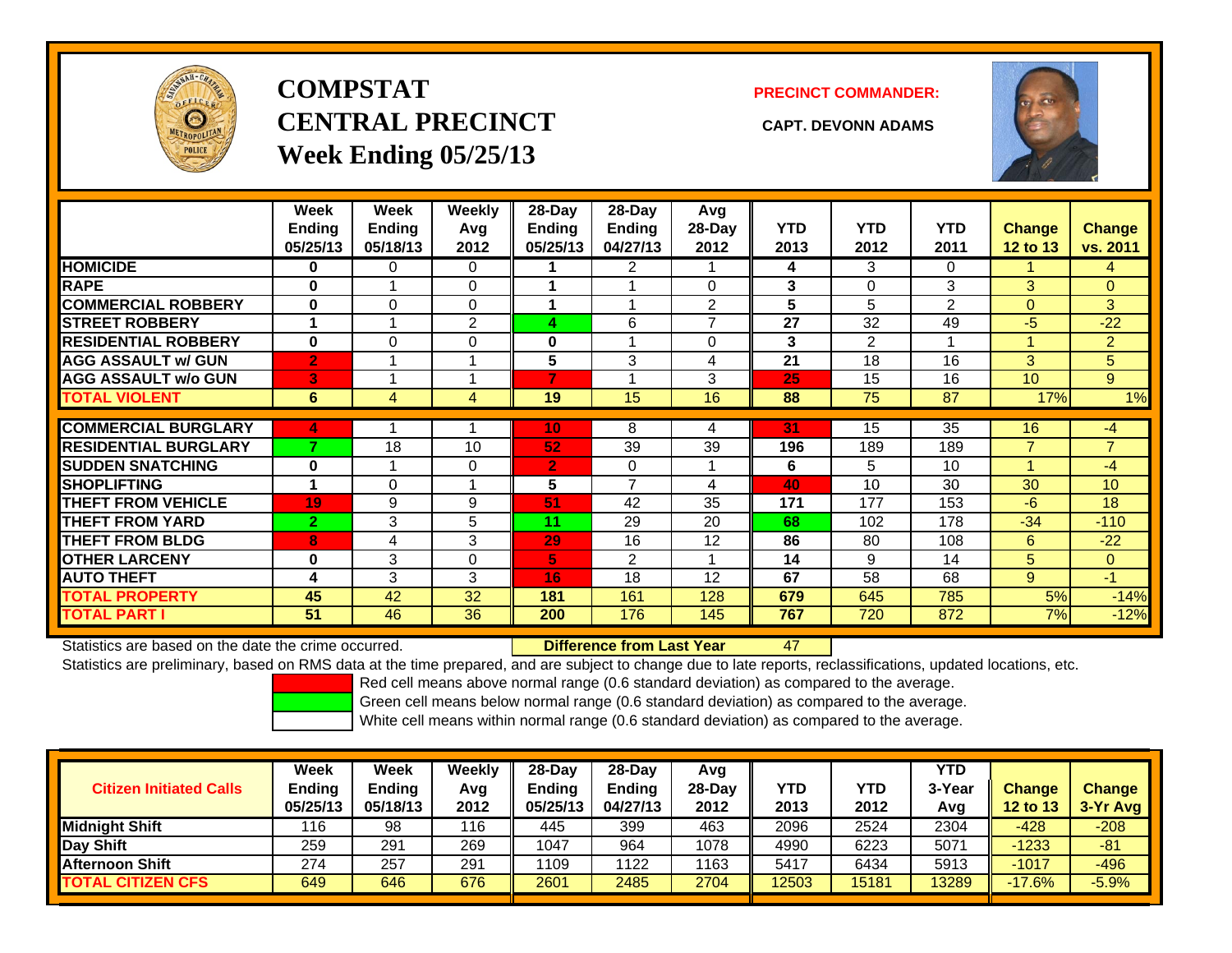# COMPSTAT
# CENTRAL PRECINCT
## Week Ending 05/25/13

**PRECINCT COMMANDER:**

**CAPT. DEVONN ADAMS**

| | Week Ending 05/25/13 | Week Ending 05/18/13 | Weekly Avg 2012 | 28-Day Ending 05/25/13 | 28-Day Ending 04/27/13 | Avg 28-Day 2012 | YTD 2013 | YTD 2012 | YTD 2011 | Change 12 to 13 | Change vs. 2011 |
|---|---|---|---|---|---|---|---|---|---|---|---|
| HOMICIDE | 0 | 0 | 0 | 1 | 2 | 1 | 4 | 3 | 0 | 1 | 4 |
| RAPE | 0 | 1 | 0 | 1 | 1 | 0 | 3 | 0 | 3 | 3 | 0 |
| COMMERCIAL ROBBERY | 0 | 0 | 0 | 1 | 1 | 2 | 5 | 5 | 2 | 0 | 3 |
| STREET ROBBERY | 1 | 1 | 2 | 4 | 6 | 7 | 27 | 32 | 49 | -5 | -22 |
| RESIDENTIAL ROBBERY | 0 | 0 | 0 | 0 | 1 | 0 | 3 | 2 | 1 | 1 | 2 |
| AGG ASSAULT w/ GUN | 2 | 1 | 1 | 5 | 3 | 4 | 21 | 18 | 16 | 3 | 5 |
| AGG ASSAULT w/o GUN | 3 | 1 | 1 | 7 | 1 | 3 | 25 | 15 | 16 | 10 | 9 |
| TOTAL VIOLENT | 6 | 4 | 4 | 19 | 15 | 16 | 88 | 75 | 87 | 17% | 1% |
| COMMERCIAL BURGLARY | 4 | 1 | 1 | 10 | 8 | 4 | 31 | 15 | 35 | 16 | -4 |
| RESIDENTIAL BURGLARY | 7 | 18 | 10 | 52 | 39 | 39 | 196 | 189 | 189 | 7 | 7 |
| SUDDEN SNATCHING | 0 | 1 | 0 | 2 | 0 | 1 | 6 | 5 | 10 | 1 | -4 |
| SHOPLIFTING | 1 | 0 | 1 | 5 | 7 | 4 | 40 | 10 | 30 | 30 | 10 |
| THEFT FROM VEHICLE | 19 | 9 | 9 | 51 | 42 | 35 | 171 | 177 | 153 | -6 | 18 |
| THEFT FROM YARD | 2 | 3 | 5 | 11 | 29 | 20 | 68 | 102 | 178 | -34 | -110 |
| THEFT FROM BLDG | 8 | 4 | 3 | 29 | 16 | 12 | 86 | 80 | 108 | 6 | -22 |
| OTHER LARCENY | 0 | 3 | 0 | 5 | 2 | 1 | 14 | 9 | 14 | 5 | 0 |
| AUTO THEFT | 4 | 3 | 3 | 16 | 18 | 12 | 67 | 58 | 68 | 9 | -1 |
| TOTAL PROPERTY | 45 | 42 | 32 | 181 | 161 | 128 | 679 | 645 | 785 | 5% | -14% |
| TOTAL PART I | 51 | 46 | 36 | 200 | 176 | 145 | 767 | 720 | 872 | 7% | -12% |

Statistics are based on the date the crime occurred. **Difference from Last Year** 47

Statistics are preliminary, based on RMS data at the time prepared, and are subject to change due to late reports, reclassifications, updated locations, etc.

Red cell means above normal range (0.6 standard deviation) as compared to the average.

Green cell means below normal range (0.6 standard deviation) as compared to the average.

White cell means within normal range (0.6 standard deviation) as compared to the average.

| Citizen Initiated Calls | Week Ending 05/25/13 | Week Ending 05/18/13 | Weekly Avg 2012 | 28-Day Ending 05/25/13 | 28-Day Ending 04/27/13 | Avg 28-Day 2012 | YTD 2013 | YTD 2012 | YTD 3-Year Avg | Change 12 to 13 | Change 3-Yr Avg |
|---|---|---|---|---|---|---|---|---|---|---|---|
| Midnight Shift | 116 | 98 | 116 | 445 | 399 | 463 | 2096 | 2524 | 2304 | -428 | -208 |
| Day Shift | 259 | 291 | 269 | 1047 | 964 | 1078 | 4990 | 6223 | 5071 | -1233 | -81 |
| Afternoon Shift | 274 | 257 | 291 | 1109 | 1122 | 1163 | 5417 | 6434 | 5913 | -1017 | -496 |
| TOTAL CITIZEN CFS | 649 | 646 | 676 | 2601 | 2485 | 2704 | 12503 | 15181 | 13289 | -17.6% | -5.9% |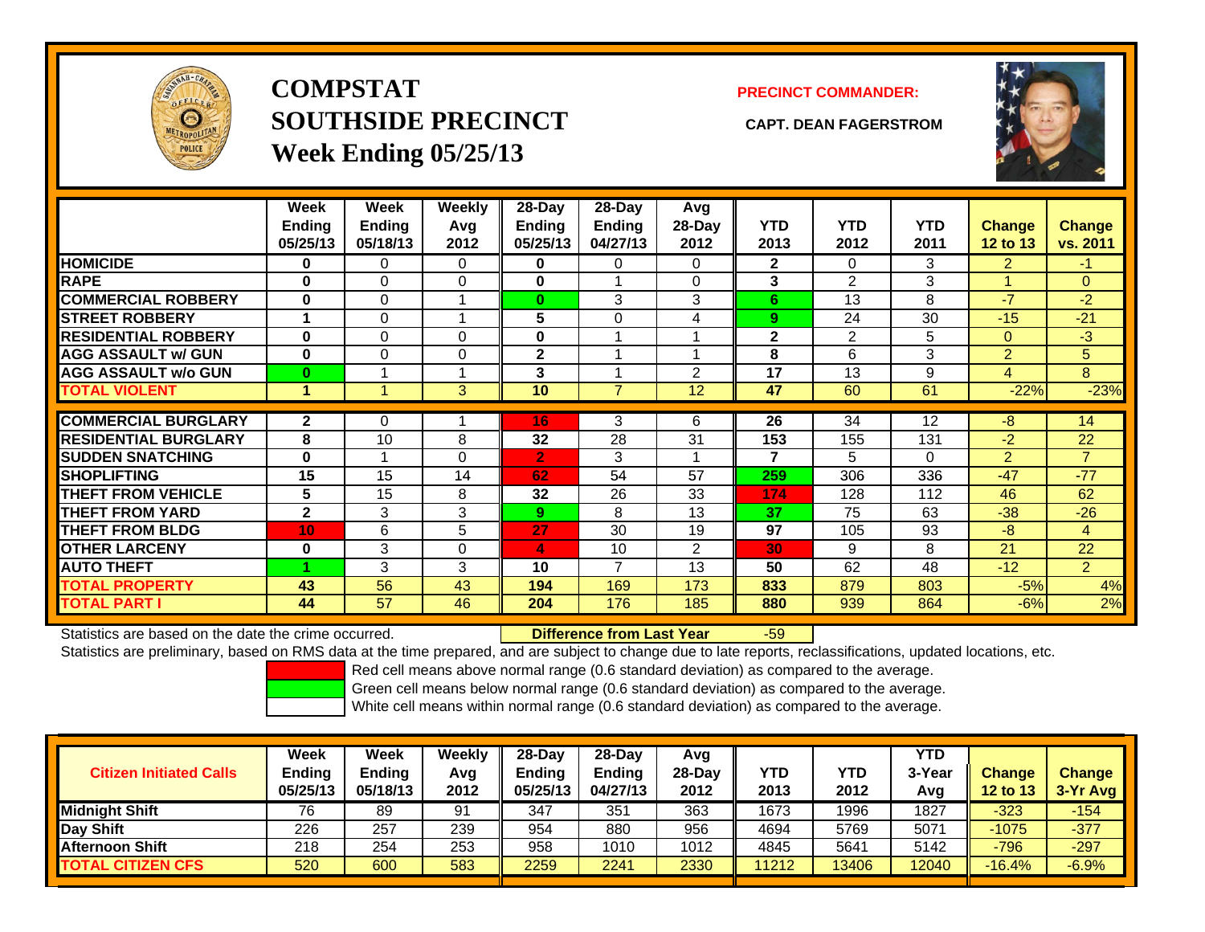# COMPSTAT
# SOUTHSIDE PRECINCT
## Week Ending 05/25/13

**PRECINCT COMMANDER:**

**CAPT. DEAN FAGERSTROM**

| | Week Ending 05/25/13 | Week Ending 05/18/13 | Weekly Avg 2012 | 28-Day Ending 05/25/13 | 28-Day Ending 04/27/13 | Avg 28-Day 2012 | YTD 2013 | YTD 2012 | YTD 2011 | Change 12 to 13 | Change vs. 2011 |
|---|---|---|---|---|---|---|---|---|---|---|---|
| HOMICIDE | 0 | 0 | 0 | 0 | 0 | 0 | 2 | 0 | 3 | 2 | -1 |
| RAPE | 0 | 0 | 0 | 0 | 1 | 0 | 3 | 2 | 3 | 1 | 0 |
| COMMERCIAL ROBBERY | 0 | 0 | 1 | 0 | 3 | 3 | 6 | 13 | 8 | -7 | -2 |
| STREET ROBBERY | 1 | 0 | 1 | 5 | 0 | 4 | 9 | 24 | 30 | -15 | -21 |
| RESIDENTIAL ROBBERY | 0 | 0 | 0 | 0 | 1 | 1 | 2 | 2 | 5 | 0 | -3 |
| AGG ASSAULT w/ GUN | 0 | 0 | 0 | 2 | 1 | 1 | 8 | 6 | 3 | 2 | 5 |
| AGG ASSAULT w/o GUN | 0 | 1 | 1 | 3 | 1 | 2 | 17 | 13 | 9 | 4 | 8 |
| TOTAL VIOLENT | 1 | 1 | 3 | 10 | 7 | 12 | 47 | 60 | 61 | -22% | -23% |
| COMMERCIAL BURGLARY | 2 | 0 | 1 | 16 | 3 | 6 | 26 | 34 | 12 | -8 | 14 |
| RESIDENTIAL BURGLARY | 8 | 10 | 8 | 32 | 28 | 31 | 153 | 155 | 131 | -2 | 22 |
| SUDDEN SNATCHING | 0 | 1 | 0 | 2 | 3 | 1 | 7 | 5 | 0 | 2 | 7 |
| SHOPLIFTING | 15 | 15 | 14 | 62 | 54 | 57 | 259 | 306 | 336 | -47 | -77 |
| THEFT FROM VEHICLE | 5 | 15 | 8 | 32 | 26 | 33 | 174 | 128 | 112 | 46 | 62 |
| THEFT FROM YARD | 2 | 3 | 3 | 9 | 8 | 13 | 37 | 75 | 63 | -38 | -26 |
| THEFT FROM BLDG | 10 | 6 | 5 | 27 | 30 | 19 | 97 | 105 | 93 | -8 | 4 |
| OTHER LARCENY | 0 | 3 | 0 | 4 | 10 | 2 | 30 | 9 | 8 | 21 | 22 |
| AUTO THEFT | 1 | 3 | 3 | 10 | 7 | 13 | 50 | 62 | 48 | -12 | 2 |
| TOTAL PROPERTY | 43 | 56 | 43 | 194 | 169 | 173 | 833 | 879 | 803 | -5% | 4% |
| TOTAL PART I | 44 | 57 | 46 | 204 | 176 | 185 | 880 | 939 | 864 | -6% | 2% |

Statistics are based on the date the crime occurred. **Difference from Last Year** -59

Statistics are preliminary, based on RMS data at the time prepared, and are subject to change due to late reports, reclassifications, updated locations, etc.

Red cell means above normal range (0.6 standard deviation) as compared to the average.
Green cell means below normal range (0.6 standard deviation) as compared to the average.
White cell means within normal range (0.6 standard deviation) as compared to the average.

| Citizen Initiated Calls | Week Ending 05/25/13 | Week Ending 05/18/13 | Weekly Avg 2012 | 28-Day Ending 05/25/13 | 28-Day Ending 04/27/13 | Avg 28-Day 2012 | YTD 2013 | YTD 2012 | YTD 3-Year Avg | Change 12 to 13 | Change 3-Yr Avg |
|---|---|---|---|---|---|---|---|---|---|---|---|
| Midnight Shift | 76 | 89 | 91 | 347 | 351 | 363 | 1673 | 1996 | 1827 | -323 | -154 |
| Day Shift | 226 | 257 | 239 | 954 | 880 | 956 | 4694 | 5769 | 5071 | -1075 | -377 |
| Afternoon Shift | 218 | 254 | 253 | 958 | 1010 | 1012 | 4845 | 5641 | 5142 | -796 | -297 |
| TOTAL CITIZEN CFS | 520 | 600 | 583 | 2259 | 2241 | 2330 | 11212 | 13406 | 12040 | -16.4% | -6.9% |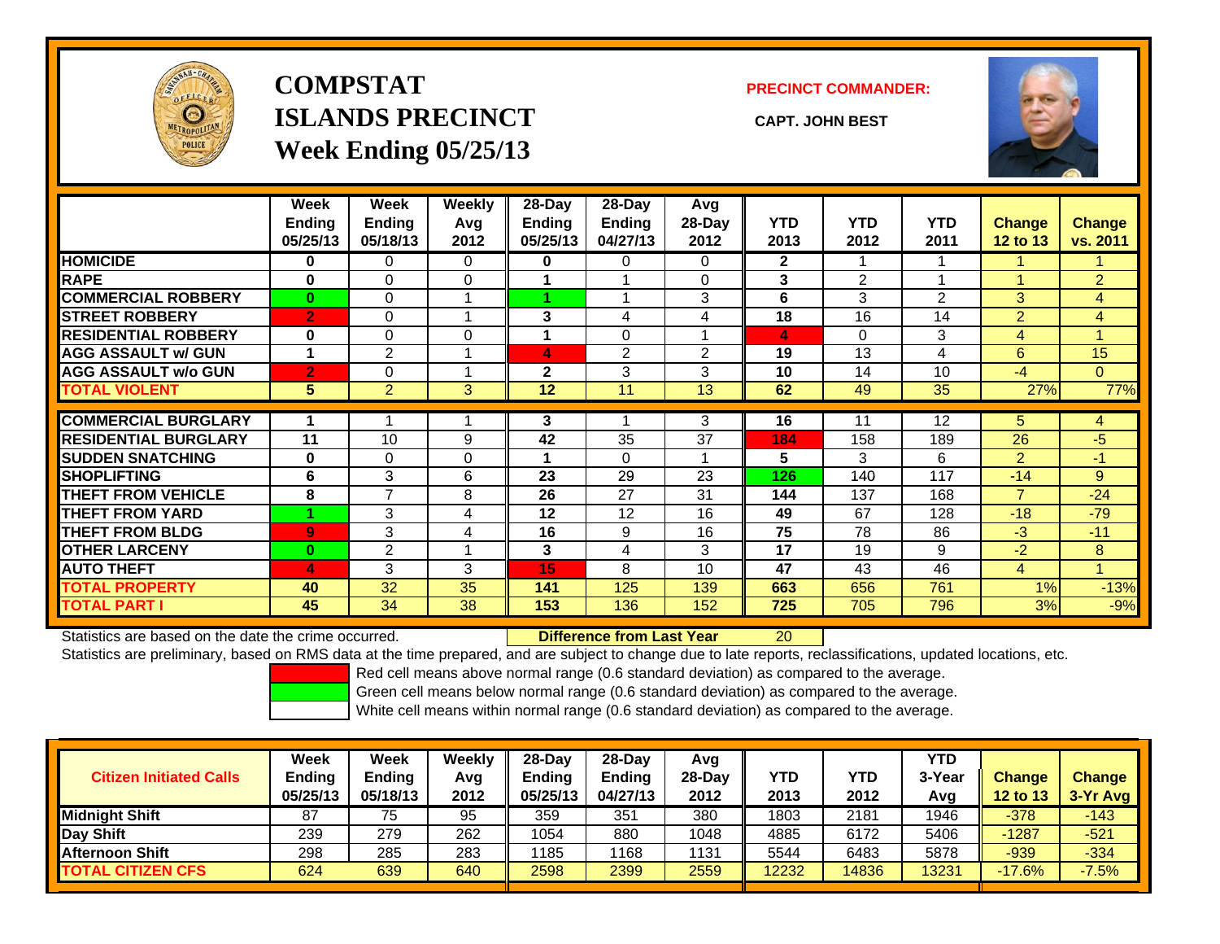# COMPSTAT
# ISLANDS PRECINCT
# Week Ending 05/25/13

**PRECINCT COMMANDER:**

**CAPT. JOHN BEST**

| | Week Ending 05/25/13 | Week Ending 05/18/13 | Weekly Avg 2012 | 28-Day Ending 05/25/13 | 28-Day Ending 04/27/13 | Avg 28-Day 2012 | YTD 2013 | YTD 2012 | YTD 2011 | Change 12 to 13 | Change vs. 2011 |
|---|---|---|---|---|---|---|---|---|---|---|---|
| HOMICIDE | 0 | 0 | 0 | 0 | 0 | 0 | 2 | 1 | 1 | 1 | 1 |
| RAPE | 0 | 0 | 0 | 1 | 1 | 0 | 3 | 2 | 1 | 1 | 2 |
| COMMERCIAL ROBBERY | 0 | 0 | 1 | 1 | 1 | 3 | 6 | 3 | 2 | 3 | 4 |
| STREET ROBBERY | 2 | 0 | 1 | 3 | 4 | 4 | 18 | 16 | 14 | 2 | 4 |
| RESIDENTIAL ROBBERY | 0 | 0 | 0 | 1 | 0 | 1 | 4 | 0 | 3 | 4 | 1 |
| AGG ASSAULT w/ GUN | 1 | 2 | 1 | 4 | 2 | 2 | 19 | 13 | 4 | 6 | 15 |
| AGG ASSAULT w/o GUN | 2 | 0 | 1 | 2 | 3 | 3 | 10 | 14 | 10 | -4 | 0 |
| TOTAL VIOLENT | 5 | 2 | 3 | 12 | 11 | 13 | 62 | 49 | 35 | 27% | 77% |
| COMMERCIAL BURGLARY | 1 | 1 | 1 | 3 | 1 | 3 | 16 | 11 | 12 | 5 | 4 |
| RESIDENTIAL BURGLARY | 11 | 10 | 9 | 42 | 35 | 37 | 184 | 158 | 189 | 26 | -5 |
| SUDDEN SNATCHING | 0 | 0 | 0 | 1 | 0 | 1 | 5 | 3 | 6 | 2 | -1 |
| SHOPLIFTING | 6 | 3 | 6 | 23 | 29 | 23 | 126 | 140 | 117 | -14 | 9 |
| THEFT FROM VEHICLE | 8 | 7 | 8 | 26 | 27 | 31 | 144 | 137 | 168 | 7 | -24 |
| THEFT FROM YARD | 1 | 3 | 4 | 12 | 12 | 16 | 49 | 67 | 128 | -18 | -79 |
| THEFT FROM BLDG | 9 | 3 | 4 | 16 | 9 | 16 | 75 | 78 | 86 | -3 | -11 |
| OTHER LARCENY | 0 | 2 | 1 | 3 | 4 | 3 | 17 | 19 | 9 | -2 | 8 |
| AUTO THEFT | 4 | 3 | 3 | 15 | 8 | 10 | 47 | 43 | 46 | 4 | 1 |
| TOTAL PROPERTY | 40 | 32 | 35 | 141 | 125 | 139 | 663 | 656 | 761 | 1% | -13% |
| TOTAL PART I | 45 | 34 | 38 | 153 | 136 | 152 | 725 | 705 | 796 | 3% | -9% |

Statistics are based on the date the crime occurred. **Difference from Last Year** 20

Statistics are preliminary, based on RMS data at the time prepared, and are subject to change due to late reports, reclassifications, updated locations, etc.

Red cell means above normal range (0.6 standard deviation) as compared to the average.

Green cell means below normal range (0.6 standard deviation) as compared to the average.

White cell means within normal range (0.6 standard deviation) as compared to the average.

| Citizen Initiated Calls | Week Ending 05/25/13 | Week Ending 05/18/13 | Weekly Avg 2012 | 28-Day Ending 05/25/13 | 28-Day Ending 04/27/13 | Avg 28-Day 2012 | YTD 2013 | YTD 2012 | YTD 3-Year Avg | Change 12 to 13 | Change 3-Yr Avg |
|---|---|---|---|---|---|---|---|---|---|---|---|
| Midnight Shift | 87 | 75 | 95 | 359 | 351 | 380 | 1803 | 2181 | 1946 | -378 | -143 |
| Day Shift | 239 | 279 | 262 | 1054 | 880 | 1048 | 4885 | 6172 | 5406 | -1287 | -521 |
| Afternoon Shift | 298 | 285 | 283 | 1185 | 1168 | 1131 | 5544 | 6483 | 5878 | -939 | -334 |
| TOTAL CITIZEN CFS | 624 | 639 | 640 | 2598 | 2399 | 2559 | 12232 | 14836 | 13231 | -17.6% | -7.5% |